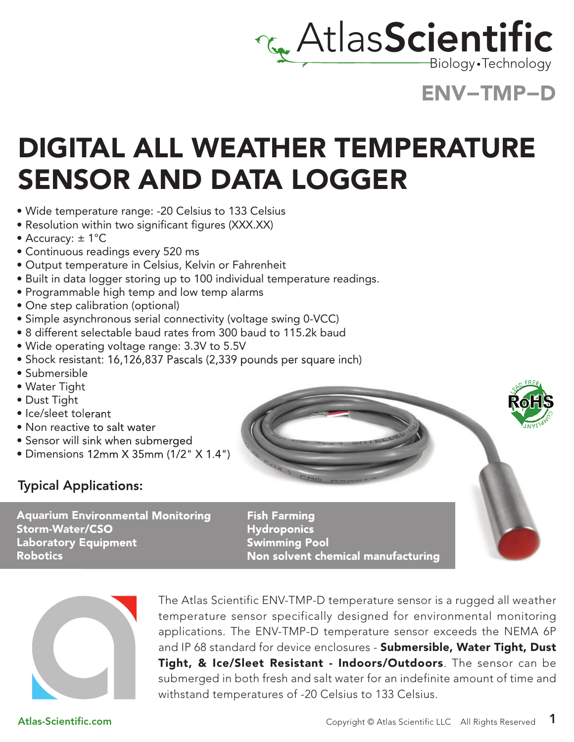AtlasScientific
Biology • Technology

ENV–TMP–D

# DIGITAL ALL WEATHER TEMPERATURE SENSOR AND DATA LOGGER

- Wide temperature range: -20 Celsius to 133 Celsius
- Resolution within two significant figures (XXX.XX)
- Accuracy: ± 1°C
- Continuous readings every 520 ms
- Output temperature in Celsius, Kelvin or Fahrenheit
- Built in data logger storing up to 100 individual temperature readings.
- Programmable high temp and low temp alarms
- One step calibration (optional)
- Simple asynchronous serial connectivity (voltage swing 0-VCC)
- 8 different selectable baud rates from 300 baud to 115.2k baud
- Wide operating voltage range: 3.3V to 5.5V
- Shock resistant: 16,126,837 Pascals (2,339 pounds per square inch)
- Submersible
- Water Tight
- Dust Tight
- Ice/sleet tolerant
- Non reactive to salt water
- Sensor will sink when submerged
- Dimensions 12mm X 35mm (1/2" X 1.4")

## Typical Applications:

**Aquarium Environmental Monitoring**
**Storm-Water/CSO**
**Laboratory Equipment**
**Robotics**
**Fish Farming**
**Hydroponics**
**Swimming Pool**
**Non solvent chemical manufacturing**

The Atlas Scientific ENV-TMP-D temperature sensor is a rugged all weather temperature sensor specifically designed for environmental monitoring applications. The ENV-TMP-D temperature sensor exceeds the NEMA 6P and IP 68 standard for device enclosures - **Submersible, Water Tight, Dust Tight, & Ice/Sleet Resistant - Indoors/Outdoors**. The sensor can be submerged in both fresh and salt water for an indefinite amount of time and withstand temperatures of -20 Celsius to 133 Celsius.

Atlas-Scientific.com

Copyright © Atlas Scientific LLC All Rights Reserved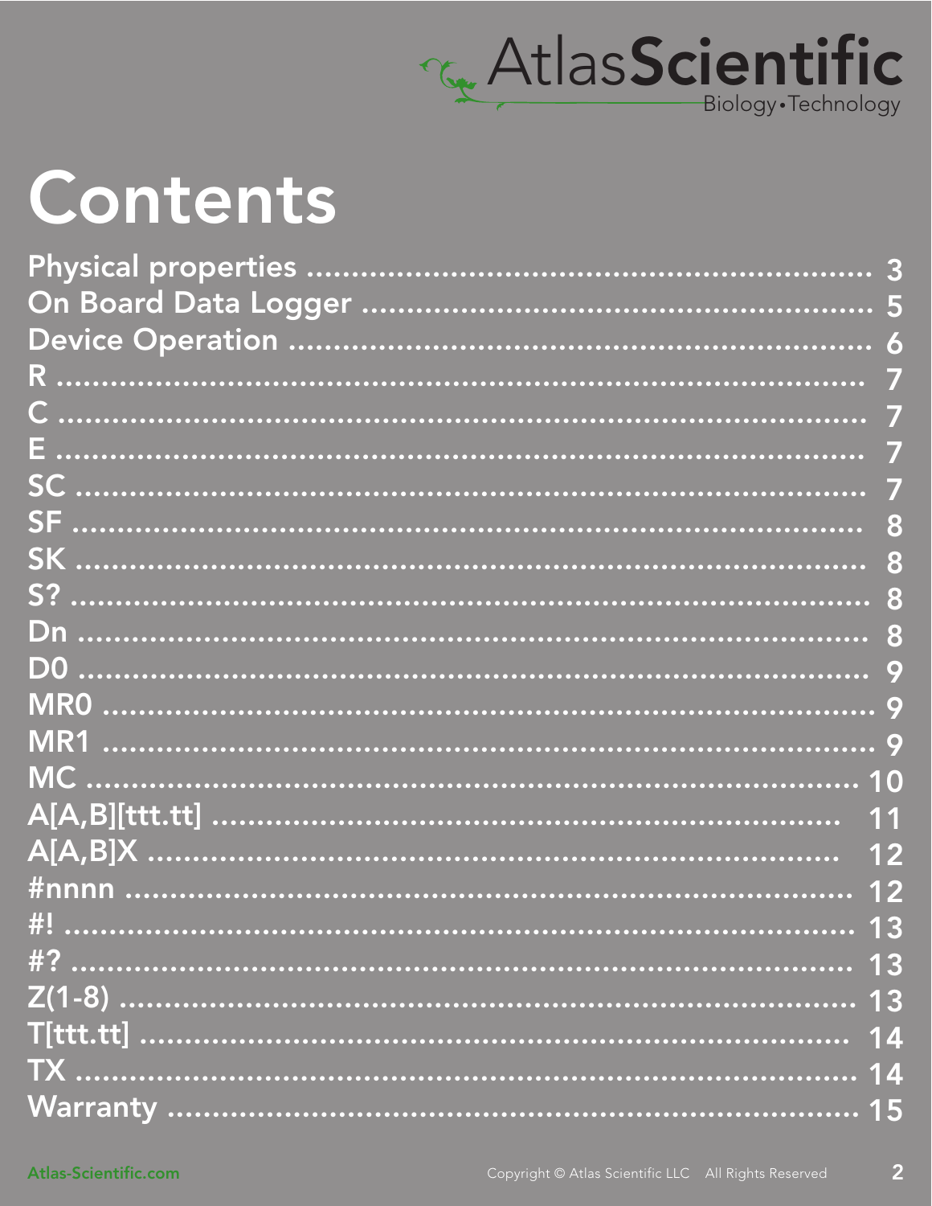# Contents

Physical properties ........................................................ 3
On Board Data Logger ...................................................... 5
Device Operation ........................................................... 6
R ................................................................................ 7
C ................................................................................ 7
E ................................................................................ 7
SC .............................................................................. 7
SF .............................................................................. 8
SK .............................................................................. 8
S? .............................................................................. 8
Dn .............................................................................. 8
D0 .............................................................................. 9
MR0 ............................................................................ 9
MR1 ............................................................................ 9
MC .............................................................................. 10
A[A,B][ttt.tt] ................................................................ 11
A[A,B]X ....................................................................... 12
#nnnn ......................................................................... 12
#! ............................................................................... 13
#? ............................................................................... 13
Z(1-8) .......................................................................... 13
T[ttt.tt] ........................................................................ 14
TX .............................................................................. 14
Warranty ..................................................................... 15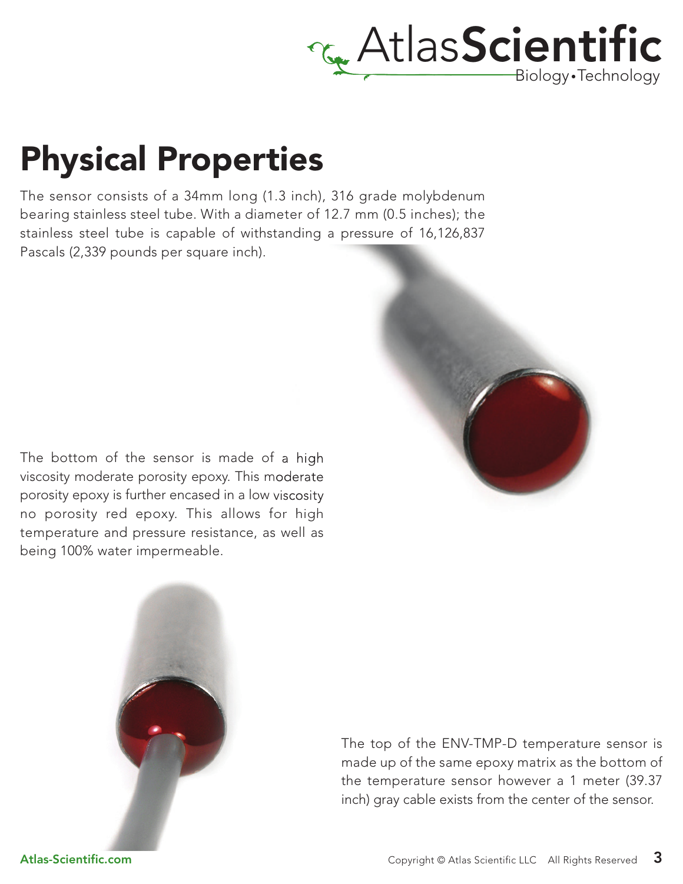# Physical Properties

The sensor consists of a 34mm long (1.3 inch), 316 grade molybdenum bearing stainless steel tube. With a diameter of 12.7 mm (0.5 inches); the stainless steel tube is capable of withstanding a pressure of 16,126,837 Pascals (2,339 pounds per square inch).

The bottom of the sensor is made of a high viscosity moderate porosity epoxy. This moderate porosity epoxy is further encased in a low viscosity no porosity red epoxy. This allows for high temperature and pressure resistance, as well as being 100% water impermeable.

The top of the ENV-TMP-D temperature sensor is made up of the same epoxy matrix as the bottom of the temperature sensor however a 1 meter (39.37 inch) gray cable exists from the center of the sensor.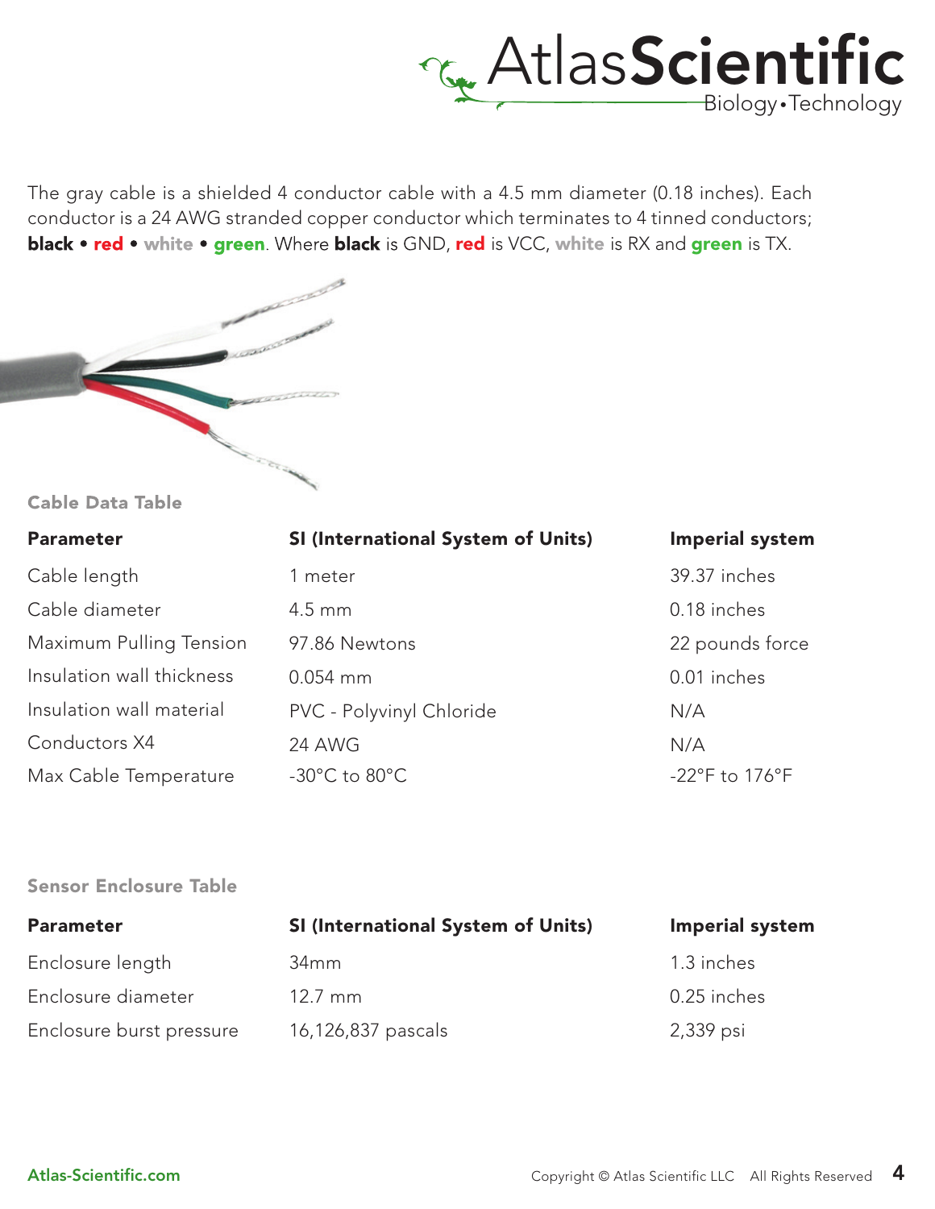The gray cable is a shielded 4 conductor cable with a 4.5 mm diameter (0.18 inches). Each conductor is a 24 AWG stranded copper conductor which terminates to 4 tinned conductors; **black** • **red** • **white** • **green**. Where **black** is GND, **red** is VCC, **white** is RX and **green** is TX.

### Cable Data Table

| Parameter | SI (International System of Units) | Imperial system |
|---|---|---|
| Cable length | 1 meter | 39.37 inches |
| Cable diameter | 4.5 mm | 0.18 inches |
| Maximum Pulling Tension | 97.86 Newtons | 22 pounds force |
| Insulation wall thickness | 0.054 mm | 0.01 inches |
| Insulation wall material | PVC - Polyvinyl Chloride | N/A |
| Conductors X4 | 24 AWG | N/A |
| Max Cable Temperature | -30°C to 80°C | -22°F to 176°F |

### Sensor Enclosure Table

| Parameter | SI (International System of Units) | Imperial system |
|---|---|---|
| Enclosure length | 34mm | 1.3 inches |
| Enclosure diameter | 12.7 mm | 0.25 inches |
| Enclosure burst pressure | 16,126,837 pascals | 2,339 psi |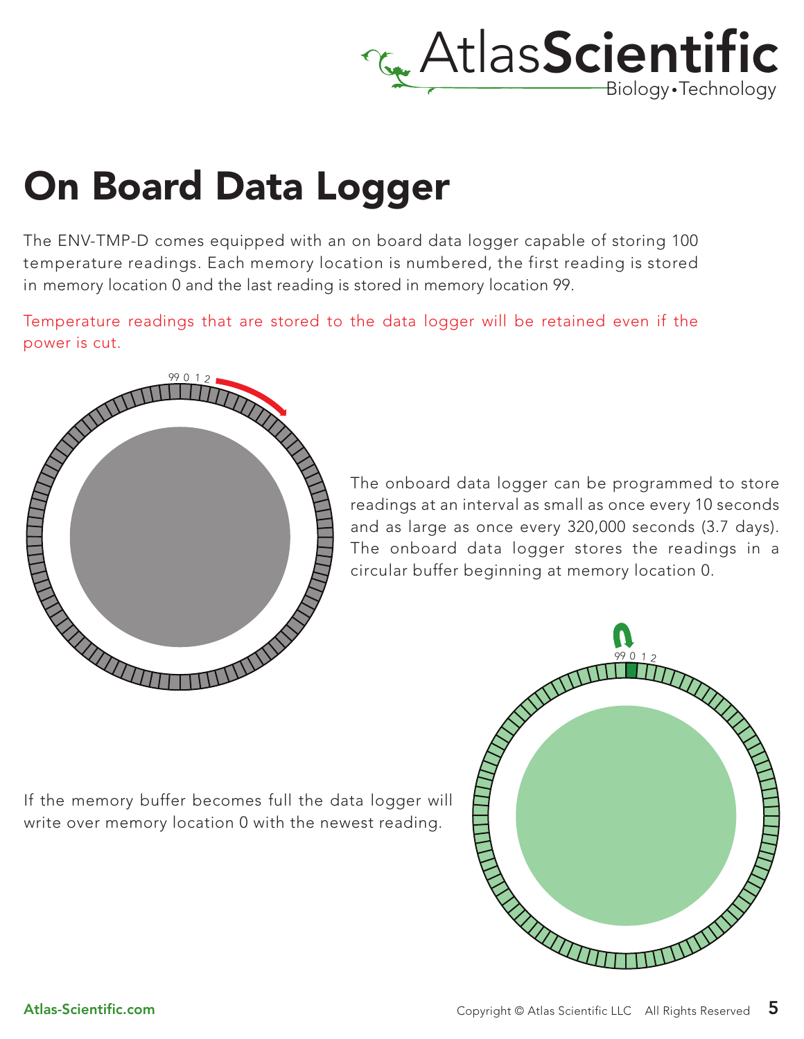# On Board Data Logger

The ENV-TMP-D comes equipped with an on board data logger capable of storing 100 temperature readings. Each memory location is numbered, the first reading is stored in memory location 0 and the last reading is stored in memory location 99.

Temperature readings that are stored to the data logger will be retained even if the power is cut.

The onboard data logger can be programmed to store readings at an interval as small as once every 10 seconds and as large as once every 320,000 seconds (3.7 days). The onboard data logger stores the readings in a circular buffer beginning at memory location 0.

If the memory buffer becomes full the data logger will write over memory location 0 with the newest reading.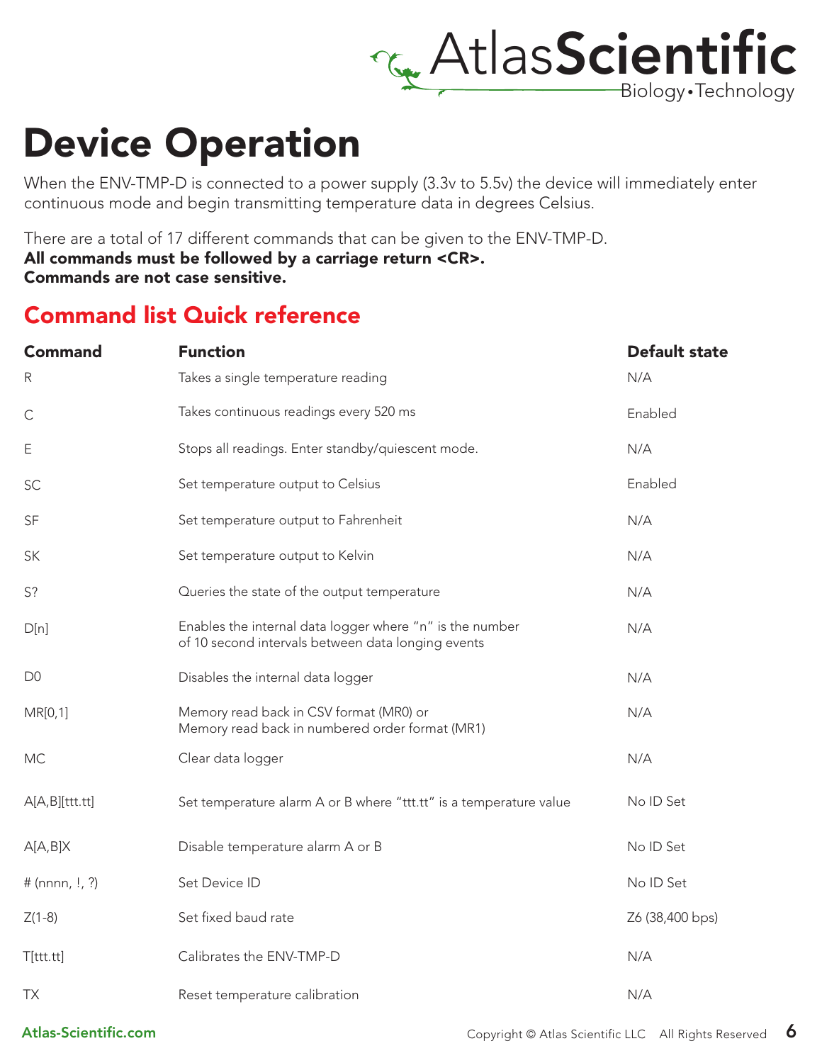# Device Operation

When the ENV-TMP-D is connected to a power supply (3.3v to 5.5v) the device will immediately enter continuous mode and begin transmitting temperature data in degrees Celsius.

There are a total of 17 different commands that can be given to the ENV-TMP-D.
**All commands must be followed by a carriage return <CR>.**
**Commands are not case sensitive.**

## Command list Quick reference

| Command | Function | Default state |
|---|---|---|
| R | Takes a single temperature reading | N/A |
| C | Takes continuous readings every 520 ms | Enabled |
| E | Stops all readings. Enter standby/quiescent mode. | N/A |
| SC | Set temperature output to Celsius | Enabled |
| SF | Set temperature output to Fahrenheit | N/A |
| SK | Set temperature output to Kelvin | N/A |
| S? | Queries the state of the output temperature | N/A |
| D[n] | Enables the internal data logger where "n" is the number of 10 second intervals between data longing events | N/A |
| D0 | Disables the internal data logger | N/A |
| MR[0,1] | Memory read back in CSV format (MR0) or Memory read back in numbered order format (MR1) | N/A |
| MC | Clear data logger | N/A |
| A[A,B][ttt.tt] | Set temperature alarm A or B where "ttt.tt" is a temperature value | No ID Set |
| A[A,B]X | Disable temperature alarm A or B | No ID Set |
| # (nnnn, !, ?) | Set Device ID | No ID Set |
| Z(1-8) | Set fixed baud rate | Z6 (38,400 bps) |
| T[ttt.tt] | Calibrates the ENV-TMP-D | N/A |
| TX | Reset temperature calibration | N/A |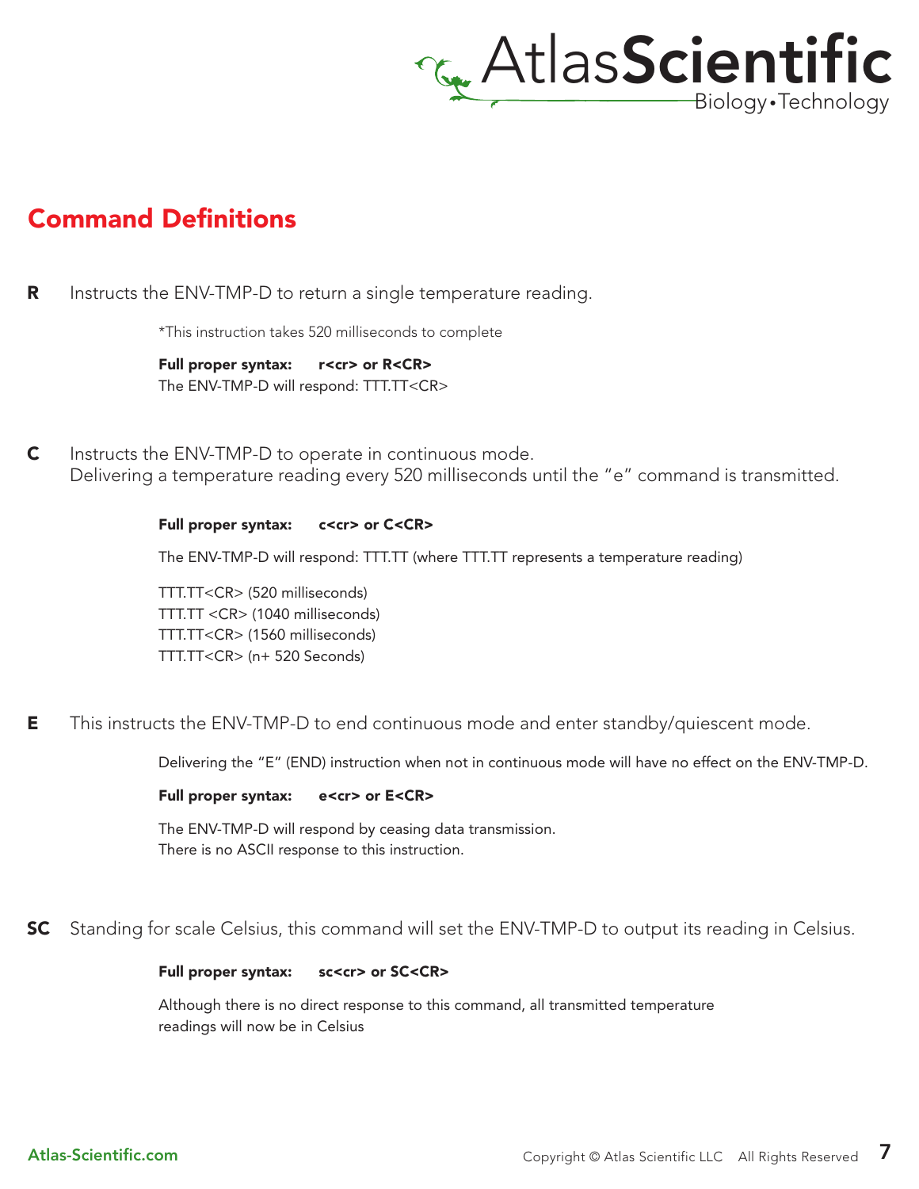## Command Definitions

**R** Instructs the ENV-TMP-D to return a single temperature reading.

*This instruction takes 520 milliseconds to complete

**Full proper syntax: r<cr> or R<CR>**
The ENV-TMP-D will respond: TTT.TT<CR>

**C** Instructs the ENV-TMP-D to operate in continuous mode.
Delivering a temperature reading every 520 milliseconds until the "e" command is transmitted.

**Full proper syntax: c<cr> or C<CR>**

The ENV-TMP-D will respond: TTT.TT (where TTT.TT represents a temperature reading)

TTT.TT<CR> (520 milliseconds)
TTT.TT <CR> (1040 milliseconds)
TTT.TT<CR> (1560 milliseconds)
TTT.TT<CR> (n+ 520 Seconds)

**E** This instructs the ENV-TMP-D to end continuous mode and enter standby/quiescent mode.

Delivering the "E" (END) instruction when not in continuous mode will have no effect on the ENV-TMP-D.

**Full proper syntax: e<cr> or E<CR>**

The ENV-TMP-D will respond by ceasing data transmission.
There is no ASCII response to this instruction.

**SC** Standing for scale Celsius, this command will set the ENV-TMP-D to output its reading in Celsius.

**Full proper syntax: sc<cr> or SC<CR>**

Although there is no direct response to this command, all transmitted temperature readings will now be in Celsius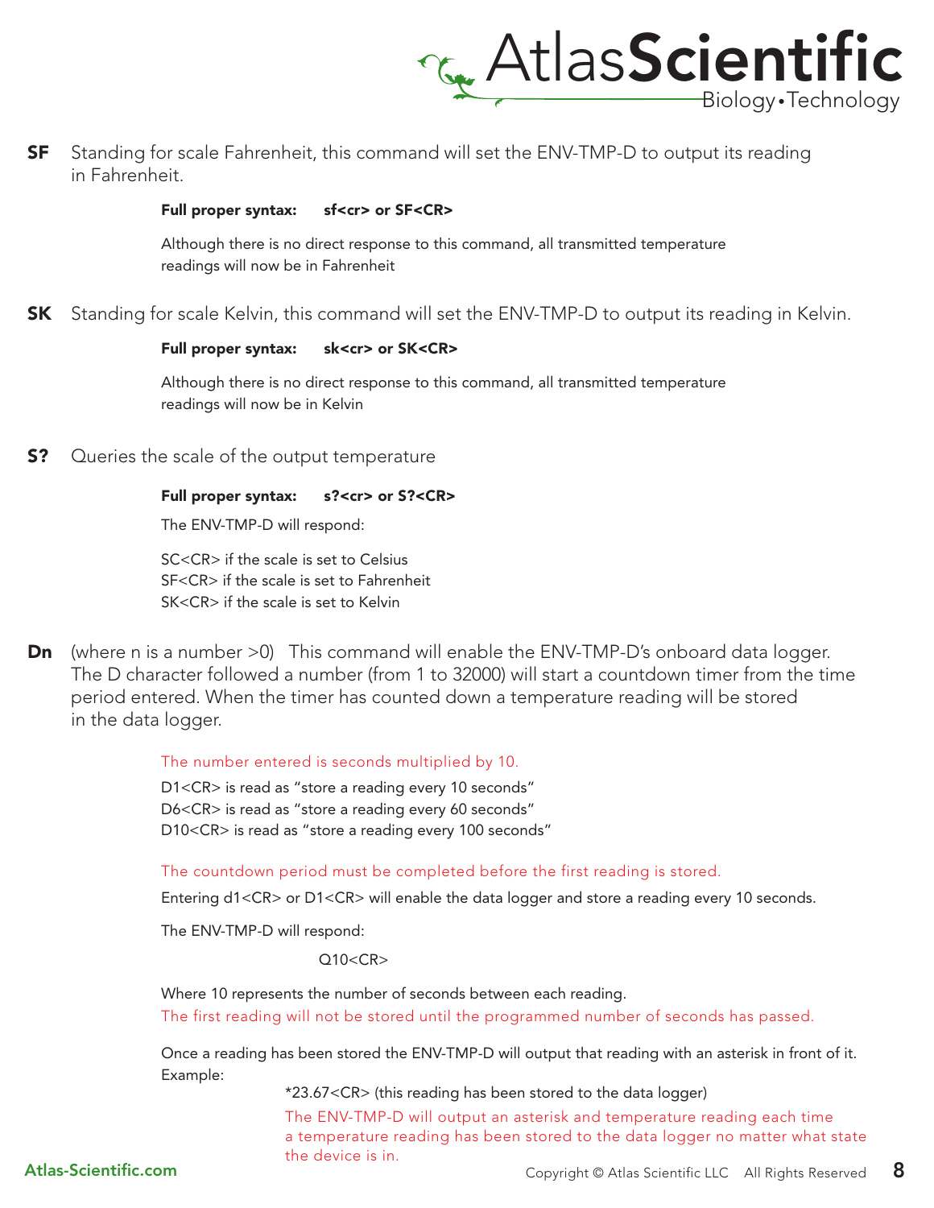**SF** Standing for scale Fahrenheit, this command will set the ENV-TMP-D to output its reading in Fahrenheit.

**Full proper syntax: sf<cr> or SF<CR>**

Although there is no direct response to this command, all transmitted temperature readings will now be in Fahrenheit

**SK** Standing for scale Kelvin, this command will set the ENV-TMP-D to output its reading in Kelvin.

**Full proper syntax: sk<cr> or SK<CR>**

Although there is no direct response to this command, all transmitted temperature readings will now be in Kelvin

**S?** Queries the scale of the output temperature

**Full proper syntax: s?<cr> or S?<CR>**

The ENV-TMP-D will respond:

SC<CR> if the scale is set to Celsius
SF<CR> if the scale is set to Fahrenheit
SK<CR> if the scale is set to Kelvin

**Dn** (where n is a number >0) This command will enable the ENV-TMP-D's onboard data logger. The D character followed a number (from 1 to 32000) will start a countdown timer from the time period entered. When the timer has counted down a temperature reading will be stored in the data logger.

The number entered is seconds multiplied by 10.

D1<CR> is read as "store a reading every 10 seconds"
D6<CR> is read as "store a reading every 60 seconds"
D10<CR> is read as "store a reading every 100 seconds"

The countdown period must be completed before the first reading is stored.

Entering d1<CR> or D1<CR> will enable the data logger and store a reading every 10 seconds.

The ENV-TMP-D will respond:

Q10<CR>

Where 10 represents the number of seconds between each reading.
The first reading will not be stored until the programmed number of seconds has passed.

Once a reading has been stored the ENV-TMP-D will output that reading with an asterisk in front of it.
Example:

*23.67<CR> (this reading has been stored to the data logger)

The ENV-TMP-D will output an asterisk and temperature reading each time a temperature reading has been stored to the data logger no matter what state the device is in.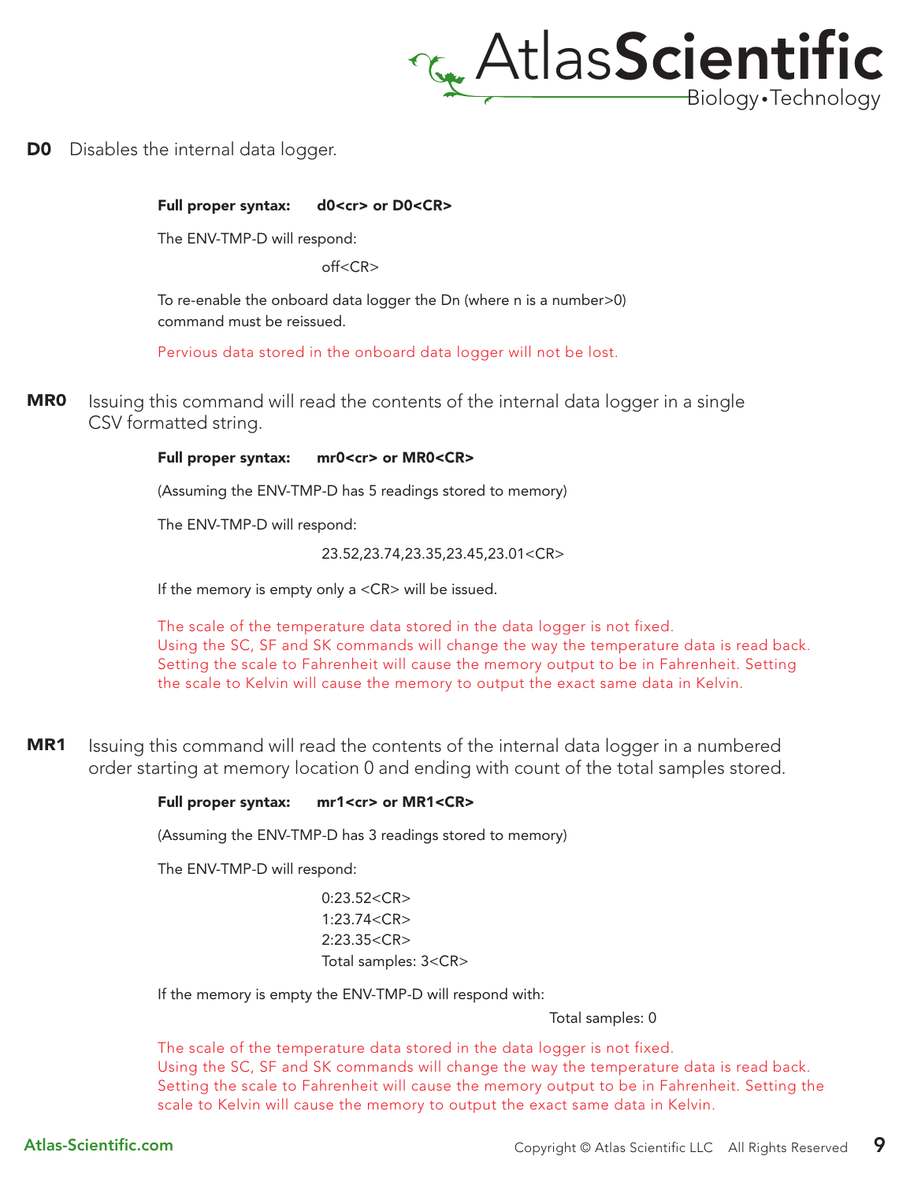**D0** Disables the internal data logger.

**Full proper syntax: d0<cr> or D0<CR>**

The ENV-TMP-D will respond:

off<CR>

To re-enable the onboard data logger the Dn (where n is a number>0) command must be reissued.

Pervious data stored in the onboard data logger will not be lost.

**MR0** Issuing this command will read the contents of the internal data logger in a single CSV formatted string.

**Full proper syntax: mr0<cr> or MR0<CR>**

(Assuming the ENV-TMP-D has 5 readings stored to memory)

The ENV-TMP-D will respond:

23.52,23.74,23.35,23.45,23.01<CR>

If the memory is empty only a <CR> will be issued.

The scale of the temperature data stored in the data logger is not fixed.
Using the SC, SF and SK commands will change the way the temperature data is read back.
Setting the scale to Fahrenheit will cause the memory output to be in Fahrenheit. Setting the scale to Kelvin will cause the memory to output the exact same data in Kelvin.

**MR1** Issuing this command will read the contents of the internal data logger in a numbered order starting at memory location 0 and ending with count of the total samples stored.

**Full proper syntax: mr1<cr> or MR1<CR>**

(Assuming the ENV-TMP-D has 3 readings stored to memory)

The ENV-TMP-D will respond:

0:23.52<CR>
1:23.74<CR>
2:23.35<CR>
Total samples: 3<CR>

If the memory is empty the ENV-TMP-D will respond with:

Total samples: 0

The scale of the temperature data stored in the data logger is not fixed.
Using the SC, SF and SK commands will change the way the temperature data is read back.
Setting the scale to Fahrenheit will cause the memory output to be in Fahrenheit. Setting the scale to Kelvin will cause the memory to output the exact same data in Kelvin.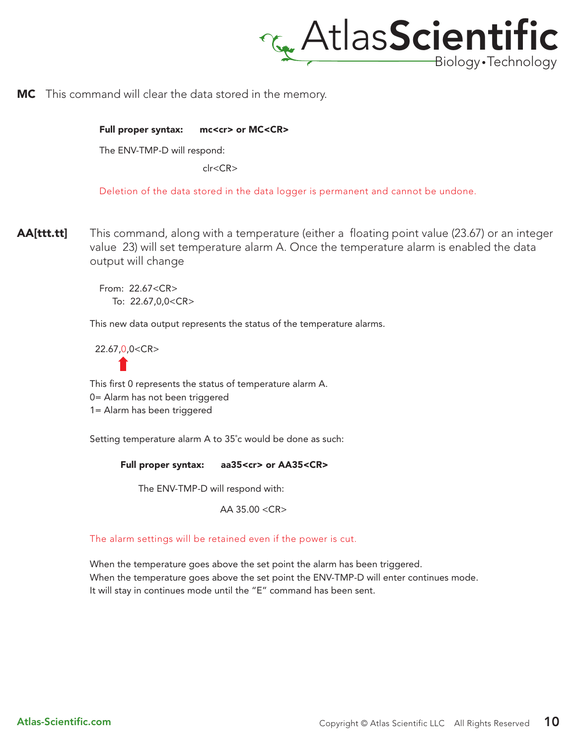**MC** This command will clear the data stored in the memory.

**Full proper syntax: mc<cr> or MC<CR>**

The ENV-TMP-D will respond:

clr<CR>

Deletion of the data stored in the data logger is permanent and cannot be undone.

**AA[ttt.tt]** This command, along with a temperature (either a floating point value (23.67) or an integer value 23) will set temperature alarm A. Once the temperature alarm is enabled the data output will change

From: 22.67<CR>
To: 22.67,0,0<CR>

This new data output represents the status of the temperature alarms.

22.67,0,0<CR>

This first 0 represents the status of temperature alarm A.
0= Alarm has not been triggered
1= Alarm has been triggered

Setting temperature alarm A to 35˚c would be done as such:

**Full proper syntax: aa35<cr> or AA35<CR>**

The ENV-TMP-D will respond with:

AA 35.00 <CR>

The alarm settings will be retained even if the power is cut.

When the temperature goes above the set point the alarm has been triggered.
When the temperature goes above the set point the ENV-TMP-D will enter continues mode.
It will stay in continues mode until the "E" command has been sent.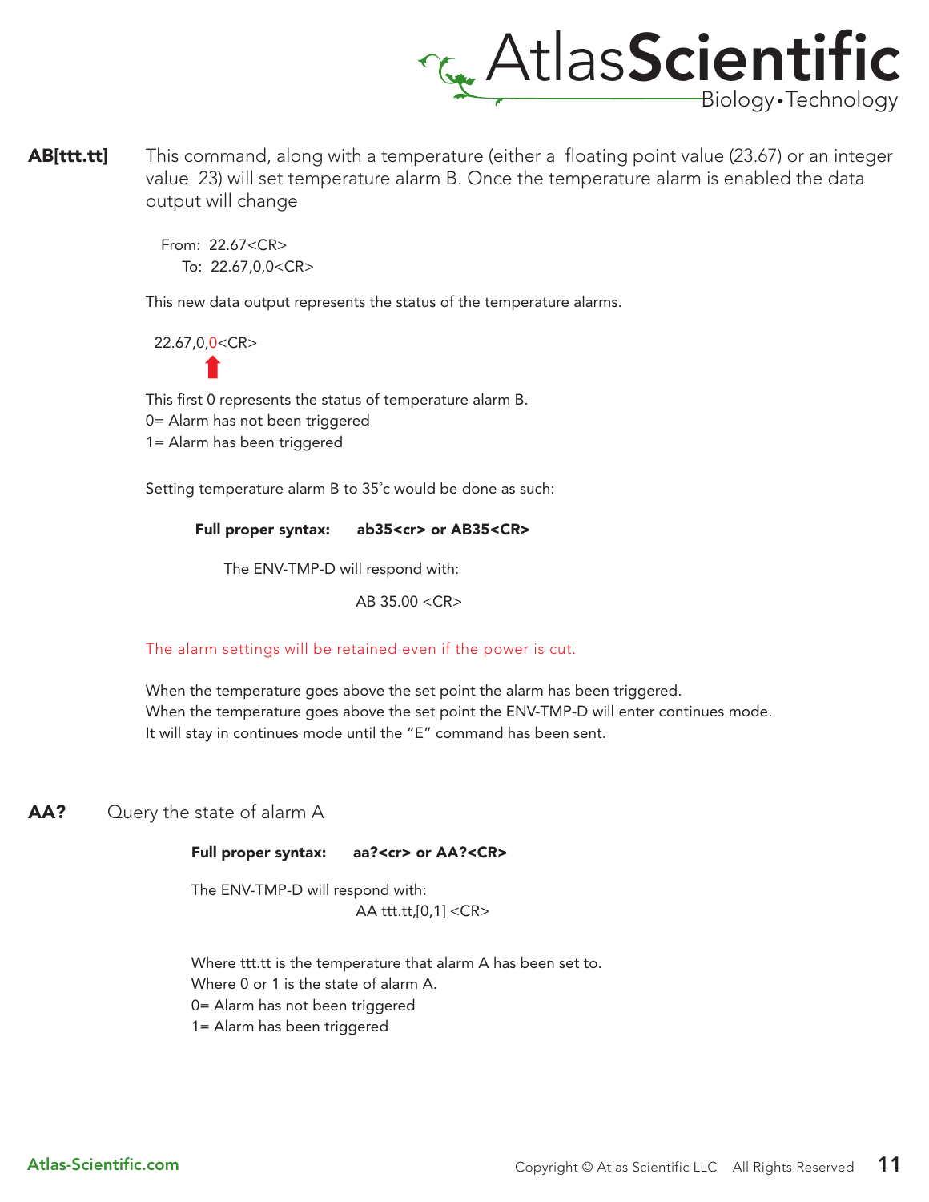**AB[ttt.tt]** This command, along with a temperature (either a floating point value (23.67) or an integer value 23) will set temperature alarm B. Once the temperature alarm is enabled the data output will change

From: 22.67<CR>
To: 22.67,0,0<CR>

This new data output represents the status of the temperature alarms.

22.67,0,0<CR>

This first 0 represents the status of temperature alarm B.
0= Alarm has not been triggered
1= Alarm has been triggered

Setting temperature alarm B to 35˚c would be done as such:

**Full proper syntax: ab35<cr> or AB35<CR>**

The ENV-TMP-D will respond with:

AB 35.00 <CR>

The alarm settings will be retained even if the power is cut.

When the temperature goes above the set point the alarm has been triggered.
When the temperature goes above the set point the ENV-TMP-D will enter continues mode.
It will stay in continues mode until the "E" command has been sent.

**AA?** Query the state of alarm A

**Full proper syntax: aa?<cr> or AA?<CR>**

The ENV-TMP-D will respond with:
AA ttt.tt,[0,1] <CR>

Where ttt.tt is the temperature that alarm A has been set to.
Where 0 or 1 is the state of alarm A.
0= Alarm has not been triggered
1= Alarm has been triggered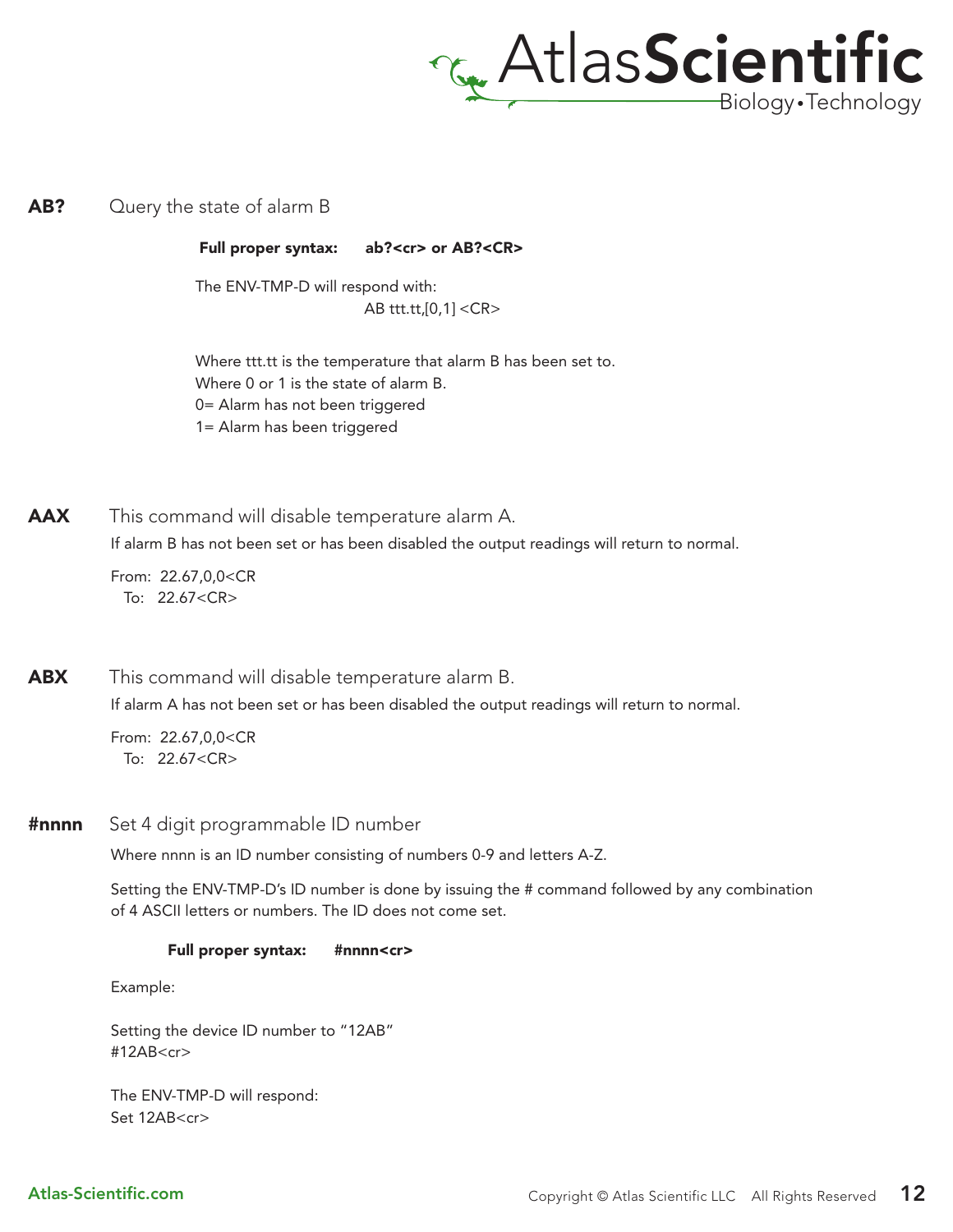**AB?** Query the state of alarm B

**Full proper syntax: ab?<cr> or AB?<CR>**

The ENV-TMP-D will respond with:

AB ttt.tt,[0,1] <CR>

Where ttt.tt is the temperature that alarm B has been set to.
Where 0 or 1 is the state of alarm B.
0= Alarm has not been triggered
1= Alarm has been triggered

**AAX** This command will disable temperature alarm A.

If alarm B has not been set or has been disabled the output readings will return to normal.

From: 22.67,0,0<CR
To: 22.67<CR>

**ABX** This command will disable temperature alarm B.

If alarm A has not been set or has been disabled the output readings will return to normal.

From: 22.67,0,0<CR
To: 22.67<CR>

**#nnnn** Set 4 digit programmable ID number

Where nnnn is an ID number consisting of numbers 0-9 and letters A-Z.

Setting the ENV-TMP-D's ID number is done by issuing the # command followed by any combination of 4 ASCII letters or numbers. The ID does not come set.

**Full proper syntax: #nnnn<cr>**

Example:

Setting the device ID number to "12AB"
#12AB<cr>

The ENV-TMP-D will respond:
Set 12AB<cr>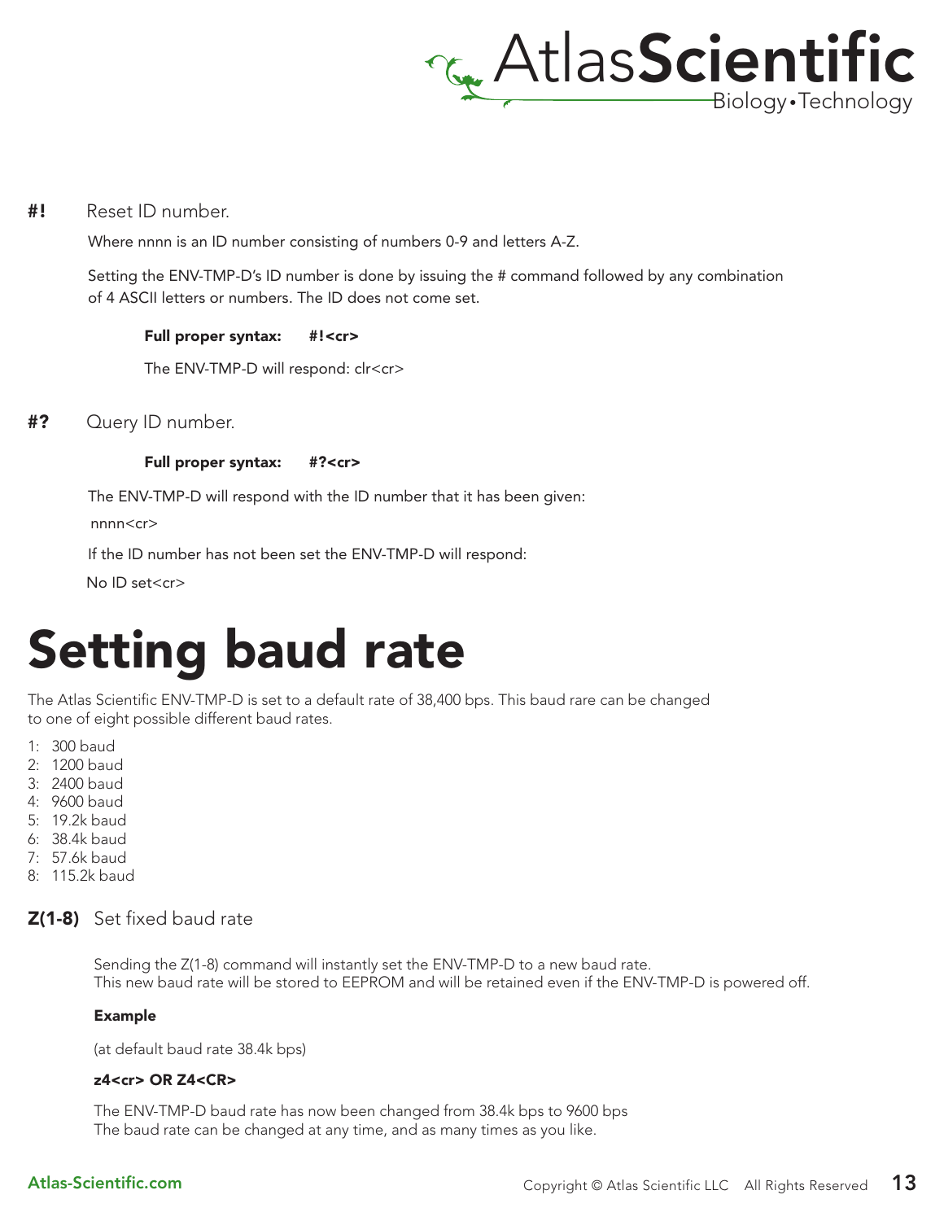**#!** Reset ID number.

Where nnnn is an ID number consisting of numbers 0-9 and letters A-Z.

Setting the ENV-TMP-D's ID number is done by issuing the # command followed by any combination of 4 ASCII letters or numbers. The ID does not come set.

**Full proper syntax:** **#!<cr>**

The ENV-TMP-D will respond: clr<cr>

**#?** Query ID number.

**Full proper syntax:** **#?<cr>**

The ENV-TMP-D will respond with the ID number that it has been given:

nnnn<cr>

If the ID number has not been set the ENV-TMP-D will respond:

No ID set<cr>

# Setting baud rate

The Atlas Scientific ENV-TMP-D is set to a default rate of 38,400 bps. This baud rare can be changed to one of eight possible different baud rates.

1: 300 baud
2: 1200 baud
3: 2400 baud
4: 9600 baud
5: 19.2k baud
6: 38.4k baud
7: 57.6k baud
8: 115.2k baud

**Z(1-8)** Set fixed baud rate

Sending the Z(1-8) command will instantly set the ENV-TMP-D to a new baud rate.
This new baud rate will be stored to EEPROM and will be retained even if the ENV-TMP-D is powered off.

**Example**

(at default baud rate 38.4k bps)

**z4<cr> OR Z4<CR>**

The ENV-TMP-D baud rate has now been changed from 38.4k bps to 9600 bps
The baud rate can be changed at any time, and as many times as you like.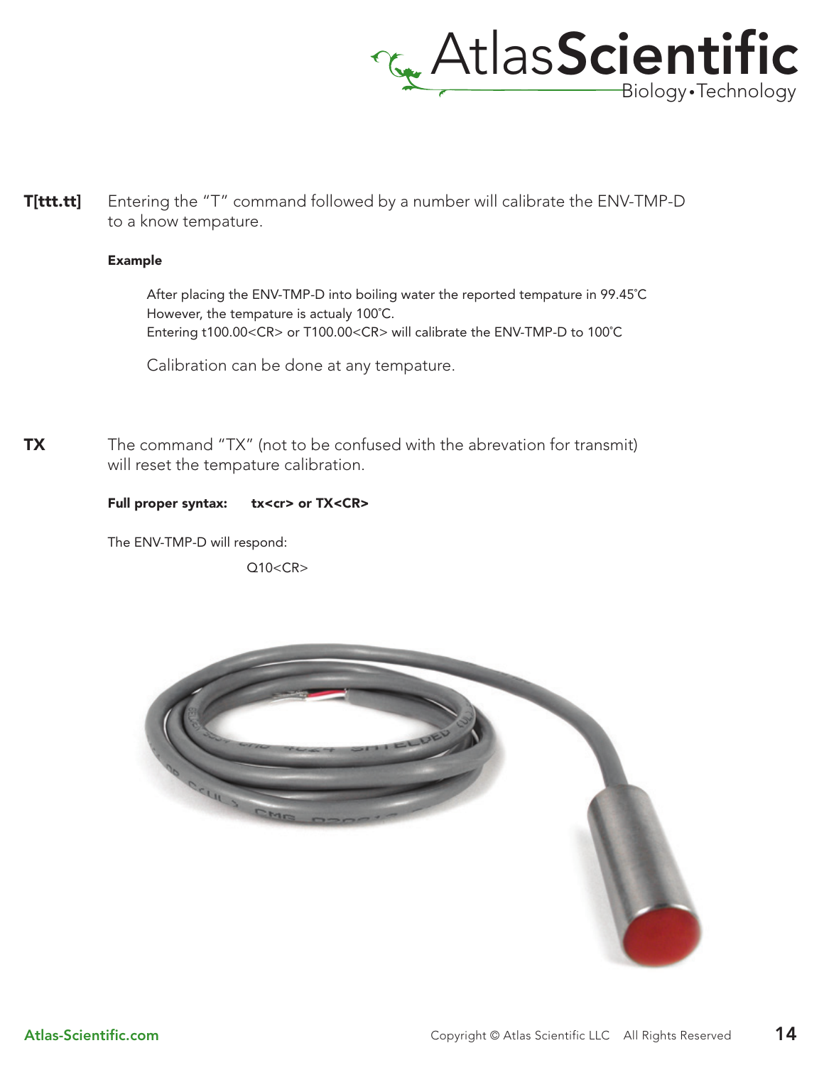**T[ttt.tt]** Entering the "T" command followed by a number will calibrate the ENV-TMP-D to a know tempature.

**Example**

After placing the ENV-TMP-D into boiling water the reported tempature in 99.45˚C
However, the tempature is actualy 100˚C.
Entering t100.00<CR> or T100.00<CR> will calibrate the ENV-TMP-D to 100˚C

Calibration can be done at any tempature.

**TX** The command "TX" (not to be confused with the abrevation for transmit) will reset the tempature calibration.

**Full proper syntax:** **tx<cr> or TX<CR>**

The ENV-TMP-D will respond:

Q10<CR>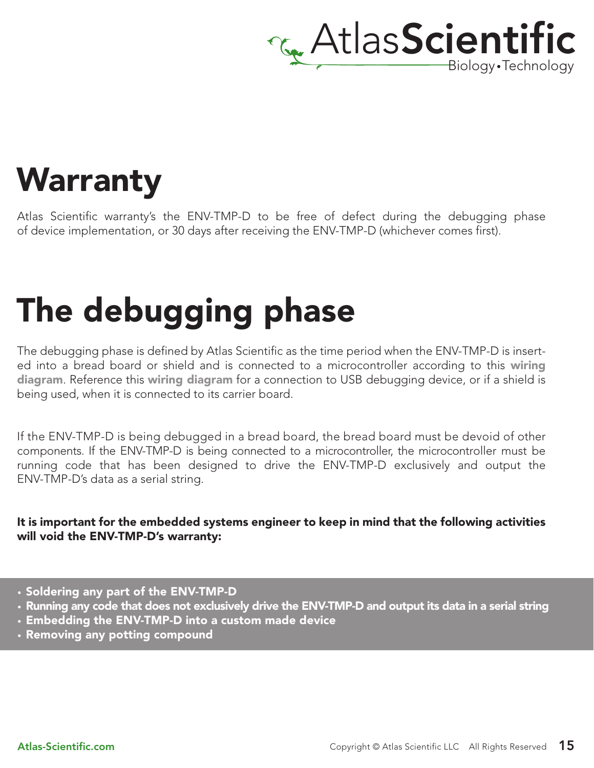# Warranty

Atlas Scientific warranty's the ENV-TMP-D to be free of defect during the debugging phase of device implementation, or 30 days after receiving the ENV-TMP-D (whichever comes first).

# The debugging phase

The debugging phase is defined by Atlas Scientific as the time period when the ENV-TMP-D is inserted into a bread board or shield and is connected to a microcontroller according to this **wiring diagram**. Reference this **wiring diagram** for a connection to USB debugging device, or if a shield is being used, when it is connected to its carrier board.

If the ENV-TMP-D is being debugged in a bread board, the bread board must be devoid of other components. If the ENV-TMP-D is being connected to a microcontroller, the microcontroller must be running code that has been designed to drive the ENV-TMP-D exclusively and output the ENV-TMP-D's data as a serial string.

**It is important for the embedded systems engineer to keep in mind that the following activities will void the ENV-TMP-D's warranty:**

- **Soldering any part of the ENV-TMP-D**
- **Running any code that does not exclusively drive the ENV-TMP-D and output its data in a serial string**
- **Embedding the ENV-TMP-D into a custom made device**
- **Removing any potting compound**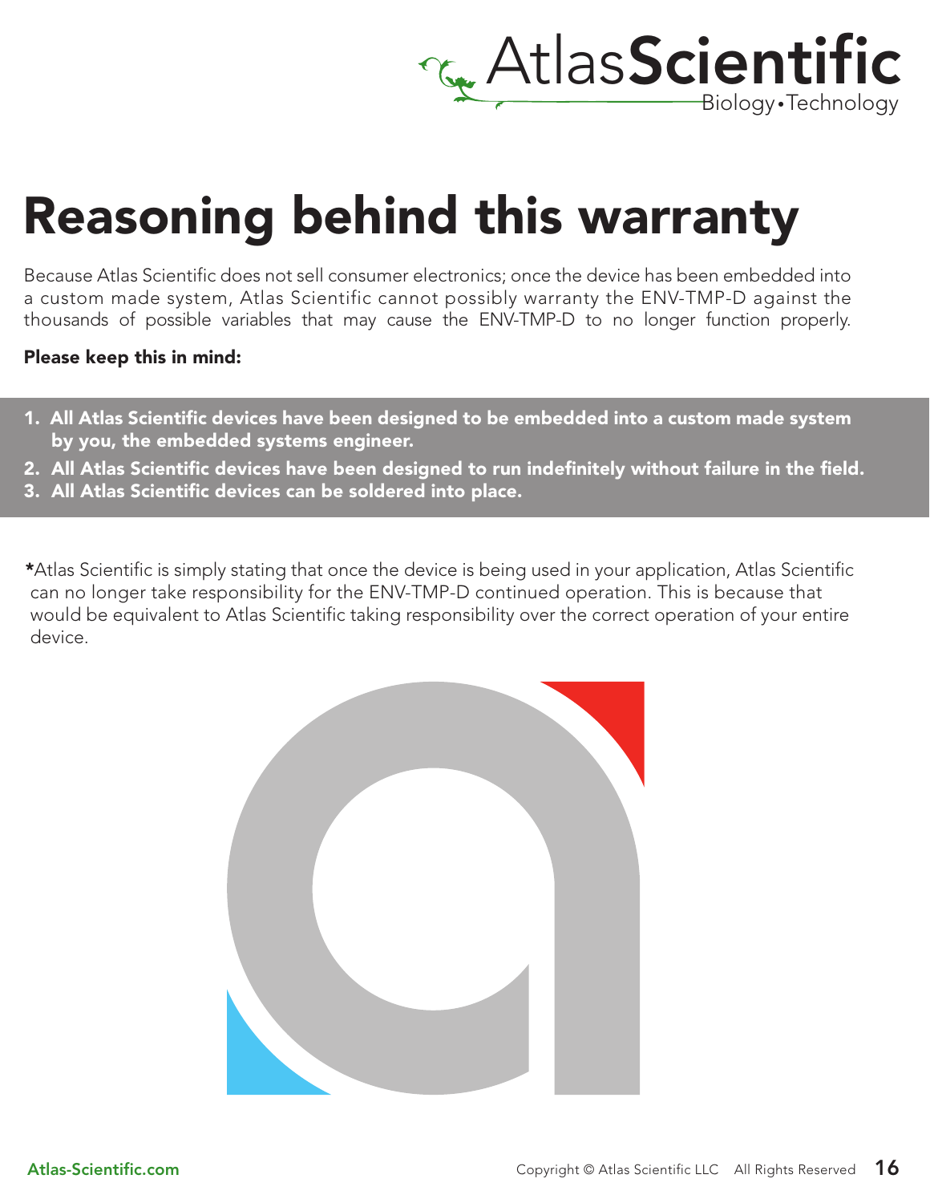# Reasoning behind this warranty

Because Atlas Scientific does not sell consumer electronics; once the device has been embedded into a custom made system, Atlas Scientific cannot possibly warranty the ENV-TMP-D against the thousands of possible variables that may cause the ENV-TMP-D to no longer function properly.

**Please keep this in mind:**

1. **All Atlas Scientific devices have been designed to be embedded into a custom made system by you, the embedded systems engineer.**
2. **All Atlas Scientific devices have been designed to run indefinitely without failure in the field.**
3. **All Atlas Scientific devices can be soldered into place.**

***** Atlas Scientific is simply stating that once the device is being used in your application, Atlas Scientific can no longer take responsibility for the ENV-TMP-D continued operation. This is because that would be equivalent to Atlas Scientific taking responsibility over the correct operation of your entire device.